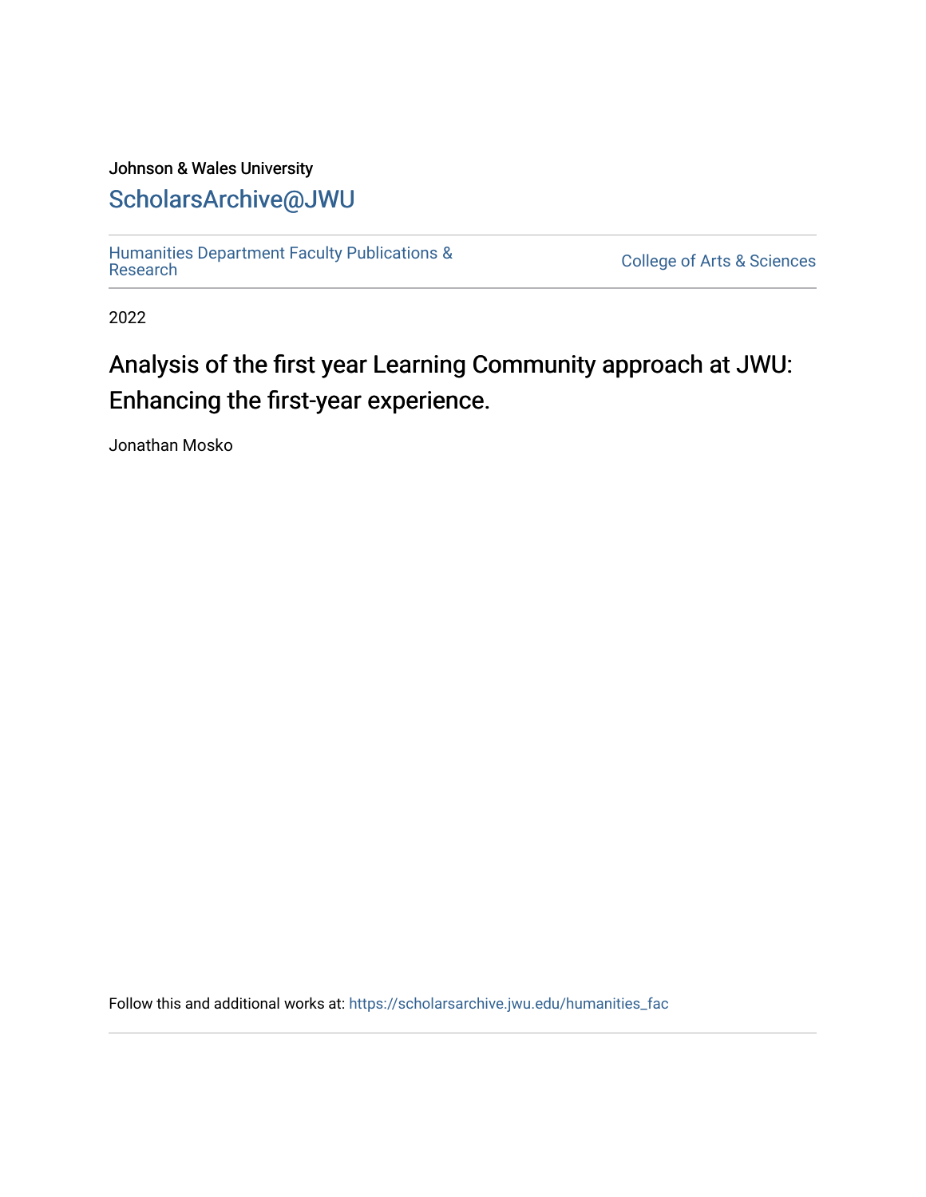Johnson & Wales University

ScholarsArchive@JWU

Humanities Department Faculty Publications & Research

College of Arts & Sciences

2022

# Analysis of the first year Learning Community approach at JWU: Enhancing the first-year experience.

Jonathan Mosko

Follow this and additional works at: https://scholarsarchive.jwu.edu/humanities_fac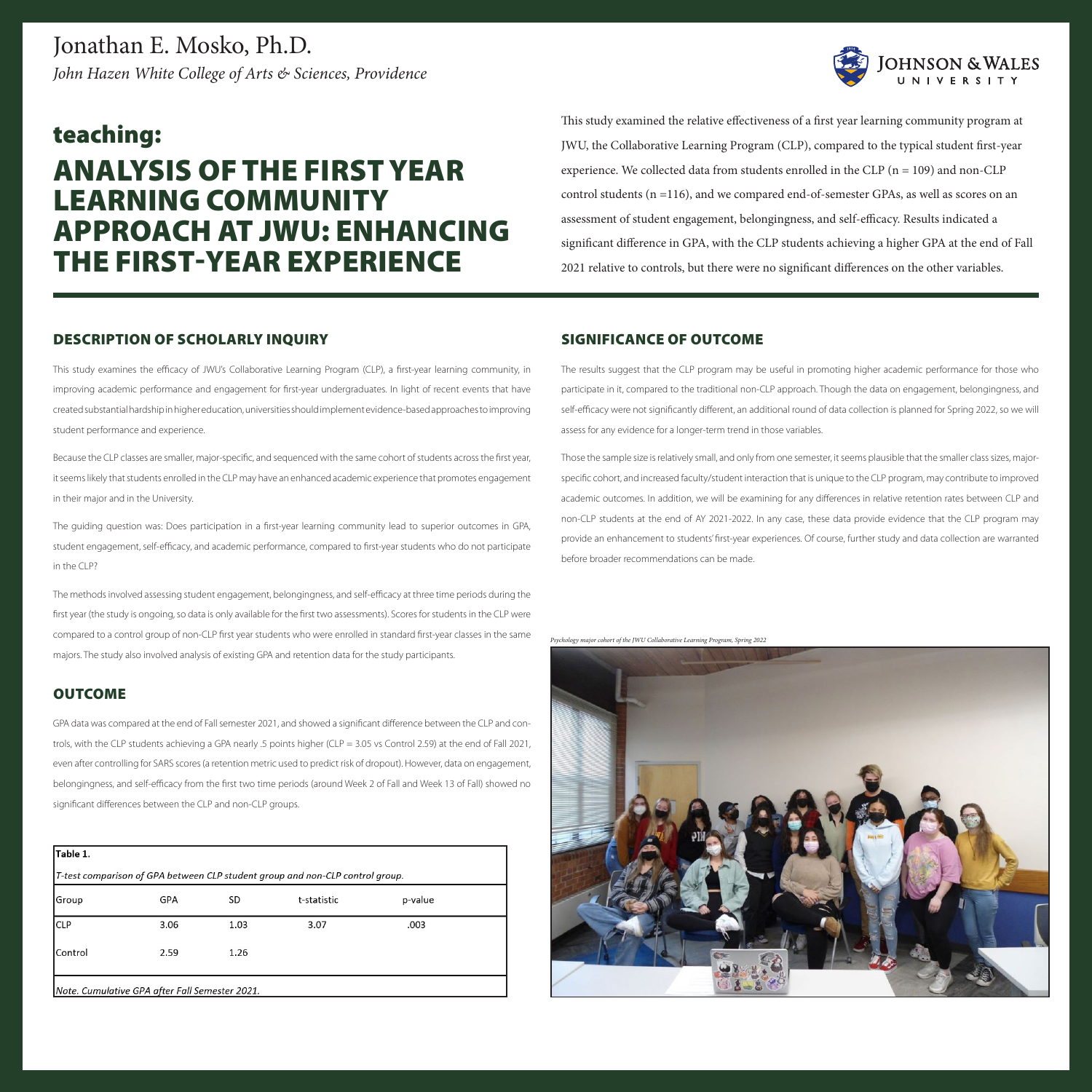Jonathan E. Mosko, Ph.D.

*John Hazen White College of Arts & Sciences, Providence*

Johnson & Wales University

## teaching:

# ANALYSIS OF THE FIRST YEAR LEARNING COMMUNITY APPROACH AT JWU: ENHANCING THE FIRST-YEAR EXPERIENCE

This study examined the relative effectiveness of a first year learning community program at JWU, the Collaborative Learning Program (CLP), compared to the typical student first-year experience. We collected data from students enrolled in the CLP ($n = 109$) and non-CLP control students ($n = 116$), and we compared end-of-semester GPAs, as well as scores on an assessment of student engagement, belongingness, and self-efficacy. Results indicated a significant difference in GPA, with the CLP students achieving a higher GPA at the end of Fall 2021 relative to controls, but there were no significant differences on the other variables.

## DESCRIPTION OF SCHOLARLY INQUIRY

This study examines the efficacy of JWU's Collaborative Learning Program (CLP), a first-year learning community, in improving academic performance and engagement for first-year undergraduates. In light of recent events that have created substantial hardship in higher education, universities should implement evidence-based approaches to improving student performance and experience.

Because the CLP classes are smaller, major-specific, and sequenced with the same cohort of students across the first year, it seems likely that students enrolled in the CLP may have an enhanced academic experience that promotes engagement in their major and in the University.

The guiding question was: Does participation in a first-year learning community lead to superior outcomes in GPA, student engagement, self-efficacy, and academic performance, compared to first-year students who do not participate in the CLP?

The methods involved assessing student engagement, belongingness, and self-efficacy at three time periods during the first year (the study is ongoing, so data is only available for the first two assessments). Scores for students in the CLP were compared to a control group of non-CLP first year students who were enrolled in standard first-year classes in the same majors. The study also involved analysis of existing GPA and retention data for the study participants.

## OUTCOME

GPA data was compared at the end of Fall semester 2021, and showed a significant difference between the CLP and controls, with the CLP students achieving a GPA nearly .5 points higher (CLP = 3.05 vs Control 2.59) at the end of Fall 2021, even after controlling for SARS scores (a retention metric used to predict risk of dropout). However, data on engagement, belongingness, and self-efficacy from the first two time periods (around Week 2 of Fall and Week 13 of Fall) showed no significant differences between the CLP and non-CLP groups.

**Table 1.**

*T-test comparison of GPA between CLP student group and non-CLP control group.*

| Group | GPA | SD | t-statistic | p-value |
|---|---|---|---|---|
| CLP | 3.06 | 1.03 | 3.07 | .003 |
| Control | 2.59 | 1.26 | | |

*Note. Cumulative GPA after Fall Semester 2021.*

## SIGNIFICANCE OF OUTCOME

The results suggest that the CLP program may be useful in promoting higher academic performance for those who participate in it, compared to the traditional non-CLP approach. Though the data on engagement, belongingness, and self-efficacy were not significantly different, an additional round of data collection is planned for Spring 2022, so we will assess for any evidence for a longer-term trend in those variables.

Those the sample size is relatively small, and only from one semester, it seems plausible that the smaller class sizes, major-specific cohort, and increased faculty/student interaction that is unique to the CLP program, may contribute to improved academic outcomes. In addition, we will be examining for any differences in relative retention rates between CLP and non-CLP students at the end of AY 2021-2022. In any case, these data provide evidence that the CLP program may provide an enhancement to students' first-year experiences. Of course, further study and data collection are warranted before broader recommendations can be made.

*Psychology major cohort of the JWU Collaborative Learning Program, Spring 2022*